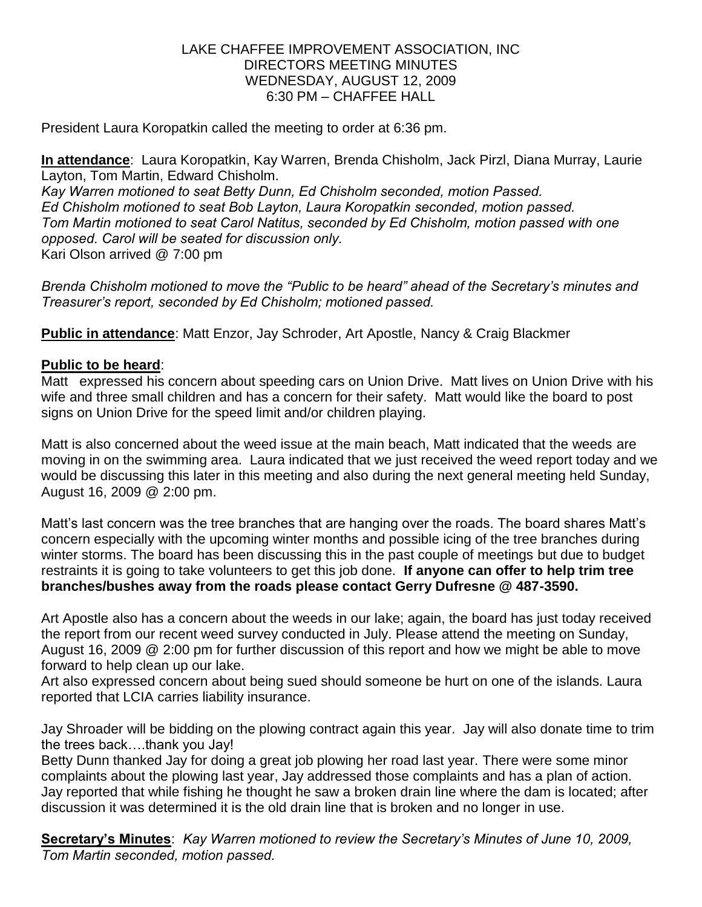LAKE CHAFFEE IMPROVEMENT ASSOCIATION, INC
DIRECTORS MEETING MINUTES
WEDNESDAY, AUGUST 12, 2009
6:30 PM – CHAFFEE HALL

President Laura Koropatkin called the meeting to order at 6:36 pm.

**In attendance**: Laura Koropatkin, Kay Warren, Brenda Chisholm, Jack Pirzl, Diana Murray, Laurie Layton, Tom Martin, Edward Chisholm.
*Kay Warren motioned to seat Betty Dunn, Ed Chisholm seconded, motion Passed.*
*Ed Chisholm motioned to seat Bob Layton, Laura Koropatkin seconded, motion passed.*
*Tom Martin motioned to seat Carol Natitus, seconded by Ed Chisholm, motion passed with one opposed. Carol will be seated for discussion only.*
Kari Olson arrived @ 7:00 pm

*Brenda Chisholm motioned to move the "Public to be heard" ahead of the Secretary's minutes and Treasurer's report, seconded by Ed Chisholm; motioned passed.*

**Public in attendance**: Matt Enzor, Jay Schroder, Art Apostle, Nancy & Craig Blackmer

**Public to be heard**:
Matt expressed his concern about speeding cars on Union Drive. Matt lives on Union Drive with his wife and three small children and has a concern for their safety. Matt would like the board to post signs on Union Drive for the speed limit and/or children playing.

Matt is also concerned about the weed issue at the main beach, Matt indicated that the weeds are moving in on the swimming area. Laura indicated that we just received the weed report today and we would be discussing this later in this meeting and also during the next general meeting held Sunday, August 16, 2009 @ 2:00 pm.

Matt's last concern was the tree branches that are hanging over the roads. The board shares Matt's concern especially with the upcoming winter months and possible icing of the tree branches during winter storms. The board has been discussing this in the past couple of meetings but due to budget restraints it is going to take volunteers to get this job done. **If anyone can offer to help trim tree branches/bushes away from the roads please contact Gerry Dufresne @ 487-3590.**

Art Apostle also has a concern about the weeds in our lake; again, the board has just today received the report from our recent weed survey conducted in July. Please attend the meeting on Sunday, August 16, 2009 @ 2:00 pm for further discussion of this report and how we might be able to move forward to help clean up our lake.
Art also expressed concern about being sued should someone be hurt on one of the islands. Laura reported that LCIA carries liability insurance.

Jay Shroader will be bidding on the plowing contract again this year. Jay will also donate time to trim the trees back….thank you Jay!
Betty Dunn thanked Jay for doing a great job plowing her road last year. There were some minor complaints about the plowing last year, Jay addressed those complaints and has a plan of action.
Jay reported that while fishing he thought he saw a broken drain line where the dam is located; after discussion it was determined it is the old drain line that is broken and no longer in use.

**Secretary's Minutes**: *Kay Warren motioned to review the Secretary's Minutes of June 10, 2009, Tom Martin seconded, motion passed.*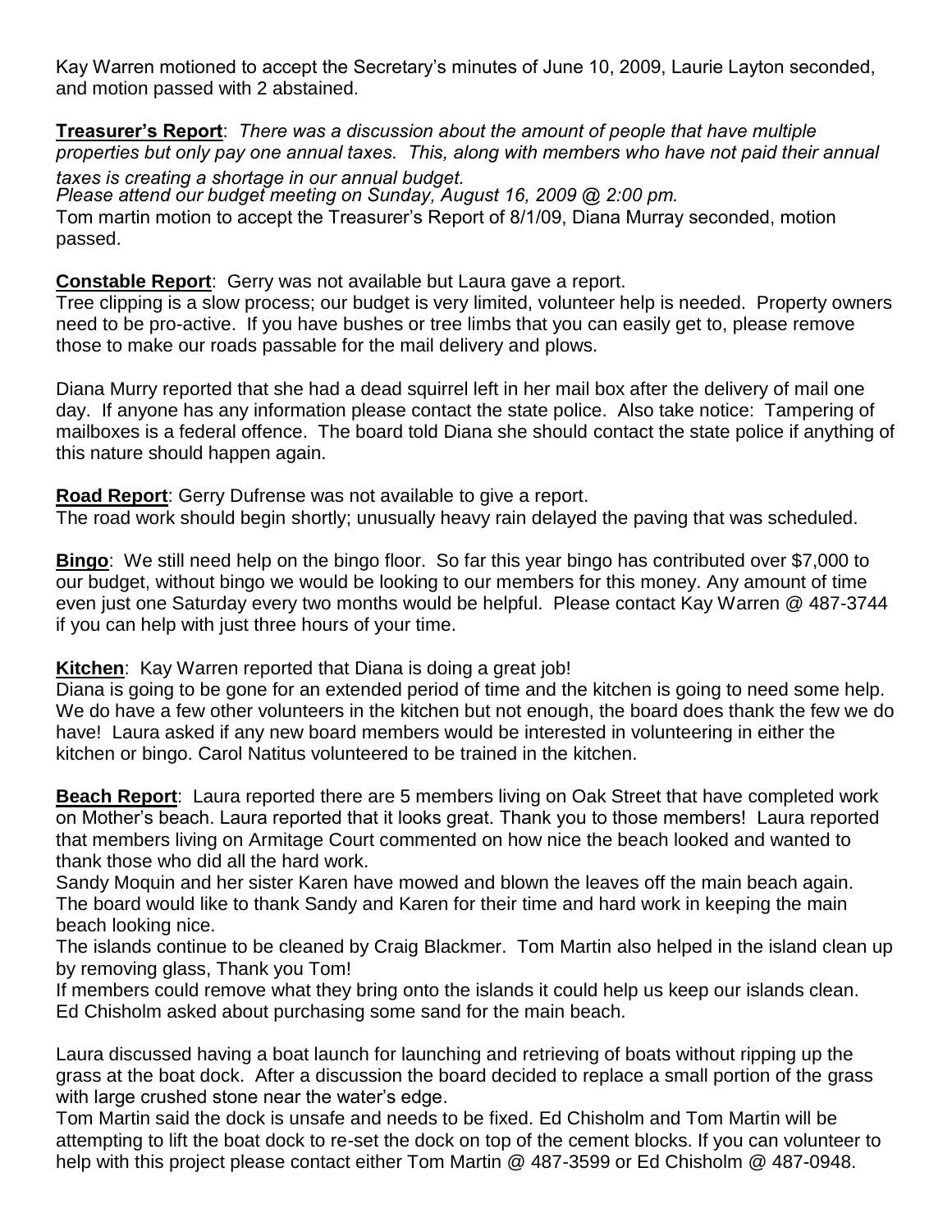Kay Warren motioned to accept the Secretary's minutes of June 10, 2009, Laurie Layton seconded, and motion passed with 2 abstained.

**Treasurer's Report**: *There was a discussion about the amount of people that have multiple properties but only pay one annual taxes. This, along with members who have not paid their annual taxes is creating a shortage in our annual budget.*
*Please attend our budget meeting on Sunday, August 16, 2009 @ 2:00 pm.*
Tom martin motion to accept the Treasurer's Report of 8/1/09, Diana Murray seconded, motion passed.

**Constable Report**: Gerry was not available but Laura gave a report.
Tree clipping is a slow process; our budget is very limited, volunteer help is needed. Property owners need to be pro-active. If you have bushes or tree limbs that you can easily get to, please remove those to make our roads passable for the mail delivery and plows.

Diana Murry reported that she had a dead squirrel left in her mail box after the delivery of mail one day. If anyone has any information please contact the state police. Also take notice: Tampering of mailboxes is a federal offence. The board told Diana she should contact the state police if anything of this nature should happen again.

**Road Report**: Gerry Dufrense was not available to give a report.
The road work should begin shortly; unusually heavy rain delayed the paving that was scheduled.

**Bingo**: We still need help on the bingo floor. So far this year bingo has contributed over $7,000 to our budget, without bingo we would be looking to our members for this money. Any amount of time even just one Saturday every two months would be helpful. Please contact Kay Warren @ 487-3744 if you can help with just three hours of your time.

**Kitchen**: Kay Warren reported that Diana is doing a great job!
Diana is going to be gone for an extended period of time and the kitchen is going to need some help. We do have a few other volunteers in the kitchen but not enough, the board does thank the few we do have! Laura asked if any new board members would be interested in volunteering in either the kitchen or bingo. Carol Natitus volunteered to be trained in the kitchen.

**Beach Report**: Laura reported there are 5 members living on Oak Street that have completed work on Mother's beach. Laura reported that it looks great. Thank you to those members! Laura reported that members living on Armitage Court commented on how nice the beach looked and wanted to thank those who did all the hard work.
Sandy Moquin and her sister Karen have mowed and blown the leaves off the main beach again. The board would like to thank Sandy and Karen for their time and hard work in keeping the main beach looking nice.
The islands continue to be cleaned by Craig Blackmer. Tom Martin also helped in the island clean up by removing glass, Thank you Tom!
If members could remove what they bring onto the islands it could help us keep our islands clean.
Ed Chisholm asked about purchasing some sand for the main beach.

Laura discussed having a boat launch for launching and retrieving of boats without ripping up the grass at the boat dock. After a discussion the board decided to replace a small portion of the grass with large crushed stone near the water's edge.
Tom Martin said the dock is unsafe and needs to be fixed. Ed Chisholm and Tom Martin will be attempting to lift the boat dock to re-set the dock on top of the cement blocks. If you can volunteer to help with this project please contact either Tom Martin @ 487-3599 or Ed Chisholm @ 487-0948.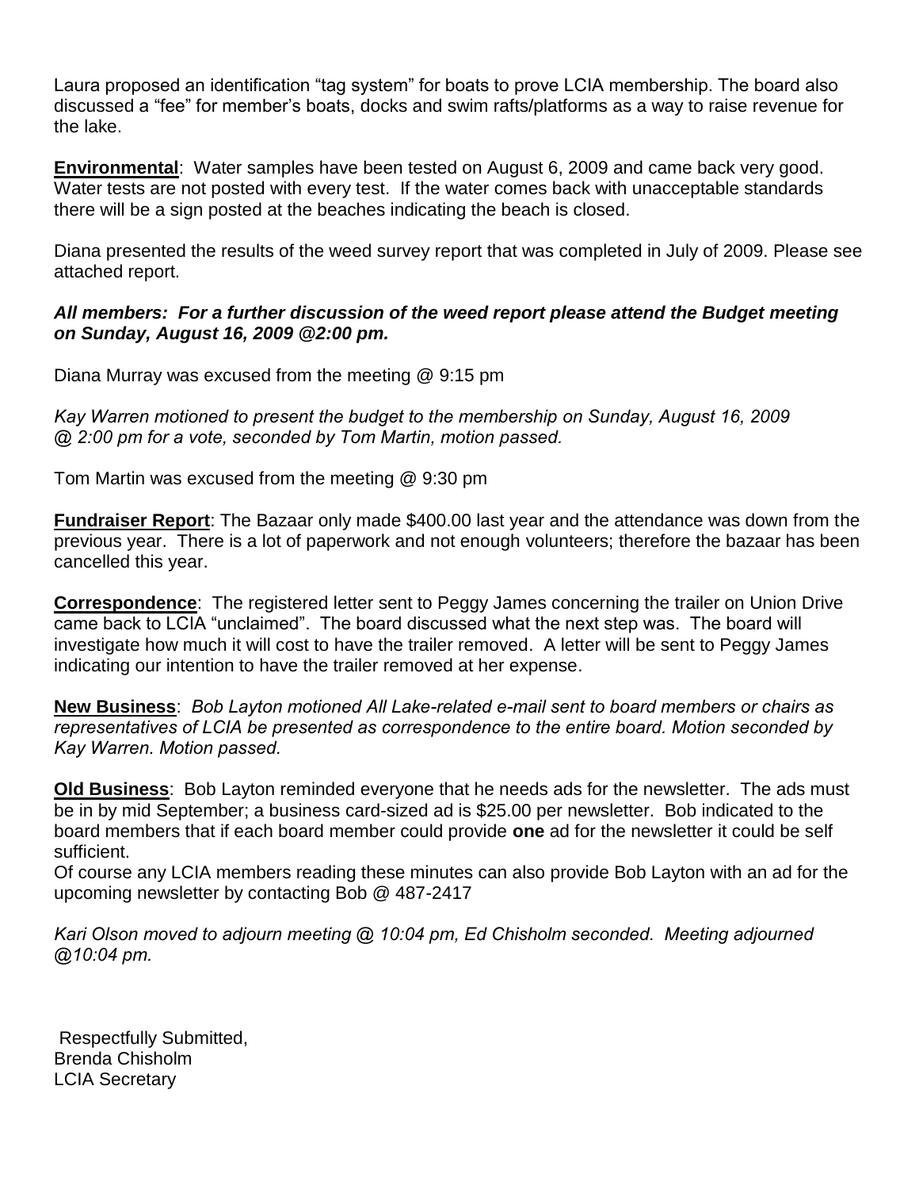Laura proposed an identification "tag system" for boats to prove LCIA membership. The board also discussed a "fee" for member's boats, docks and swim rafts/platforms as a way to raise revenue for the lake.

**Environmental**: Water samples have been tested on August 6, 2009 and came back very good. Water tests are not posted with every test. If the water comes back with unacceptable standards there will be a sign posted at the beaches indicating the beach is closed.

Diana presented the results of the weed survey report that was completed in July of 2009. Please see attached report.

***All members: For a further discussion of the weed report please attend the Budget meeting on Sunday, August 16, 2009 @2:00 pm.***

Diana Murray was excused from the meeting @ 9:15 pm

*Kay Warren motioned to present the budget to the membership on Sunday, August 16, 2009 @ 2:00 pm for a vote, seconded by Tom Martin, motion passed.*

Tom Martin was excused from the meeting @ 9:30 pm

**Fundraiser Report**: The Bazaar only made $400.00 last year and the attendance was down from the previous year. There is a lot of paperwork and not enough volunteers; therefore the bazaar has been cancelled this year.

**Correspondence**: The registered letter sent to Peggy James concerning the trailer on Union Drive came back to LCIA "unclaimed". The board discussed what the next step was. The board will investigate how much it will cost to have the trailer removed. A letter will be sent to Peggy James indicating our intention to have the trailer removed at her expense.

**New Business**: *Bob Layton motioned All Lake-related e-mail sent to board members or chairs as representatives of LCIA be presented as correspondence to the entire board. Motion seconded by Kay Warren. Motion passed.*

**Old Business**: Bob Layton reminded everyone that he needs ads for the newsletter. The ads must be in by mid September; a business card-sized ad is $25.00 per newsletter. Bob indicated to the board members that if each board member could provide **one** ad for the newsletter it could be self sufficient.
Of course any LCIA members reading these minutes can also provide Bob Layton with an ad for the upcoming newsletter by contacting Bob @ 487-2417

*Kari Olson moved to adjourn meeting @ 10:04 pm, Ed Chisholm seconded. Meeting adjourned @10:04 pm.*

Respectfully Submitted,
Brenda Chisholm
LCIA Secretary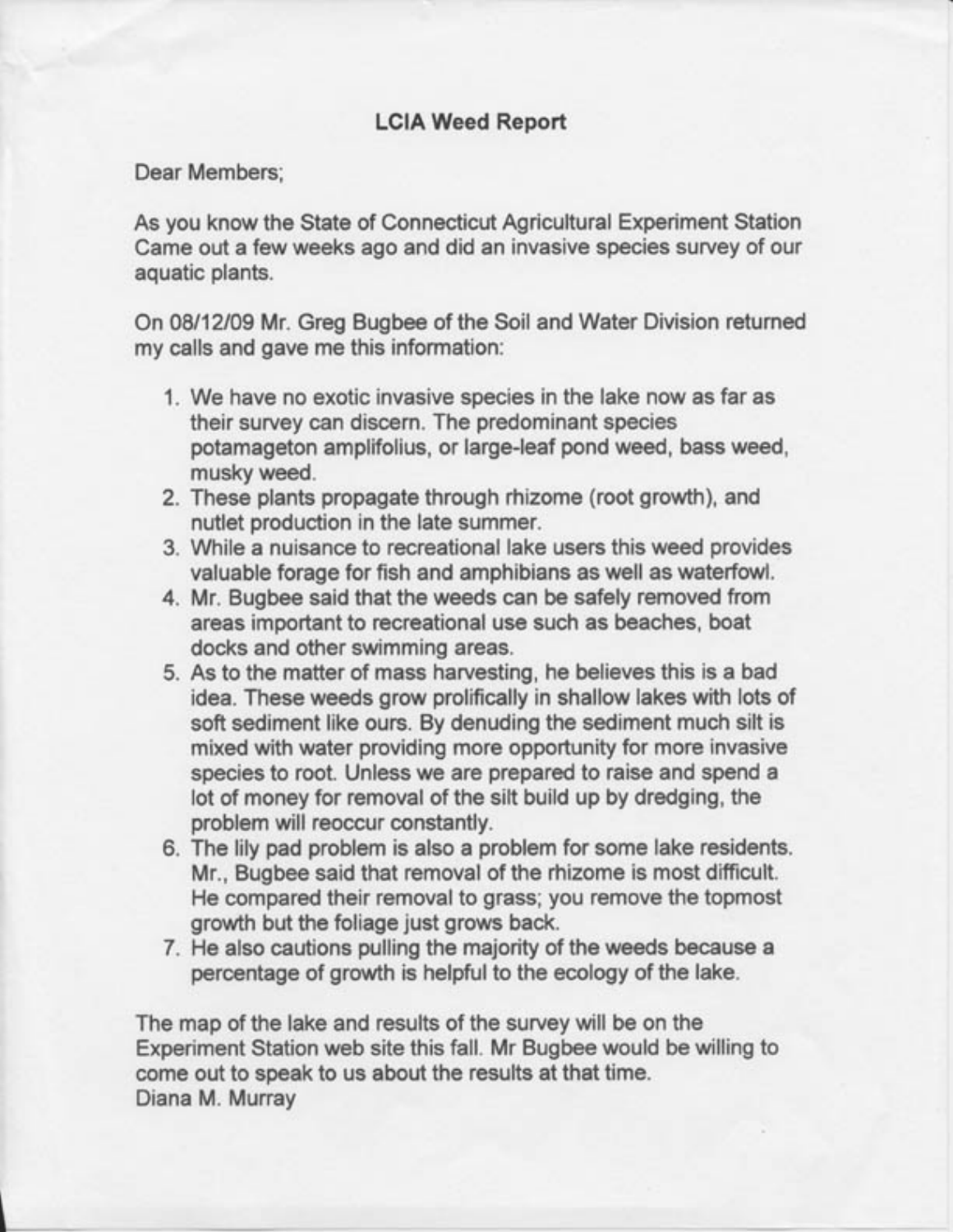# LCIA Weed Report

Dear Members;

As you know the State of Connecticut Agricultural Experiment Station Came out a few weeks ago and did an invasive species survey of our aquatic plants.

On 08/12/09 Mr. Greg Bugbee of the Soil and Water Division returned my calls and gave me this information:

1. We have no exotic invasive species in the lake now as far as their survey can discern. The predominant species potamageton amplifolius, or large-leaf pond weed, bass weed, musky weed.
2. These plants propagate through rhizome (root growth), and nutlet production in the late summer.
3. While a nuisance to recreational lake users this weed provides valuable forage for fish and amphibians as well as waterfowl.
4. Mr. Bugbee said that the weeds can be safely removed from areas important to recreational use such as beaches, boat docks and other swimming areas.
5. As to the matter of mass harvesting, he believes this is a bad idea. These weeds grow prolifically in shallow lakes with lots of soft sediment like ours. By denuding the sediment much silt is mixed with water providing more opportunity for more invasive species to root. Unless we are prepared to raise and spend a lot of money for removal of the silt build up by dredging, the problem will reoccur constantly.
6. The lily pad problem is also a problem for some lake residents. Mr., Bugbee said that removal of the rhizome is most difficult. He compared their removal to grass; you remove the topmost growth but the foliage just grows back.
7. He also cautions pulling the majority of the weeds because a percentage of growth is helpful to the ecology of the lake.

The map of the lake and results of the survey will be on the Experiment Station web site this fall. Mr Bugbee would be willing to come out to speak to us about the results at that time.
Diana M. Murray